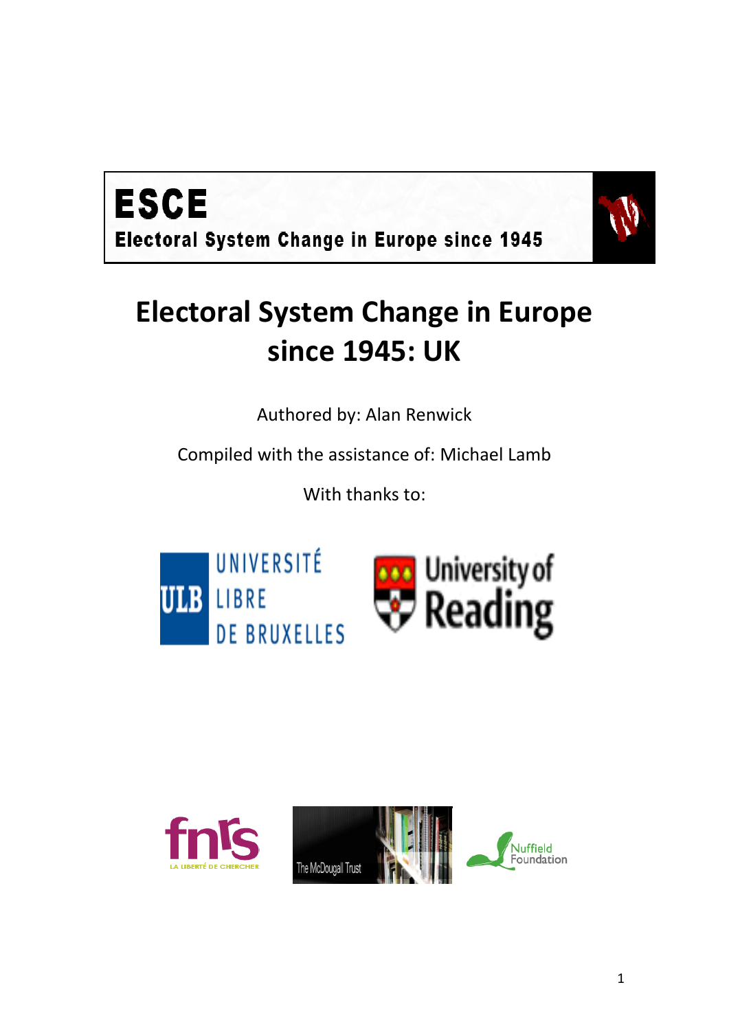**ESCE**

**Electoral System Change in Europe since 1945**

# Electoral System Change in Europe since 1945: UK

Authored by: Alan Renwick

Compiled with the assistance of: Michael Lamb

With thanks to:

UNIVERSITÉ LIBRE DE BRUXELLES

University of Reading

fnrs LA LIBERTÉ DE CHERCHER

The McDougall Trust

Nuffield Foundation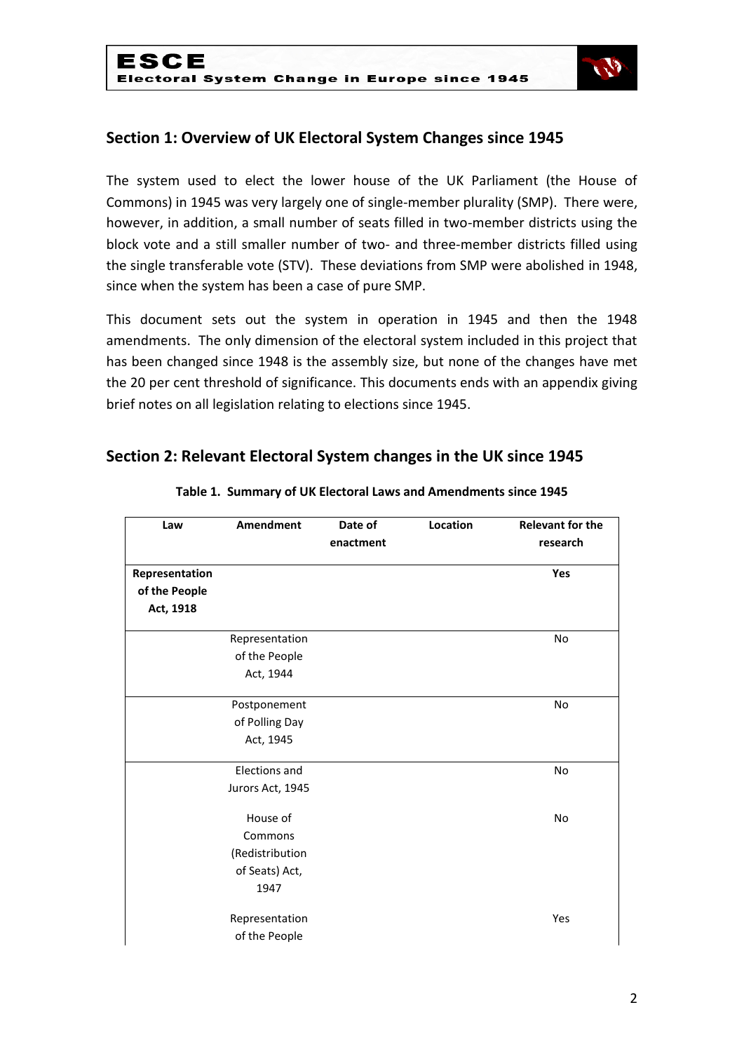## Section 1: Overview of UK Electoral System Changes since 1945

The system used to elect the lower house of the UK Parliament (the House of Commons) in 1945 was very largely one of single-member plurality (SMP). There were, however, in addition, a small number of seats filled in two-member districts using the block vote and a still smaller number of two- and three-member districts filled using the single transferable vote (STV). These deviations from SMP were abolished in 1948, since when the system has been a case of pure SMP.

This document sets out the system in operation in 1945 and then the 1948 amendments. The only dimension of the electoral system included in this project that has been changed since 1948 is the assembly size, but none of the changes have met the 20 per cent threshold of significance. This documents ends with an appendix giving brief notes on all legislation relating to elections since 1945.

## Section 2: Relevant Electoral System changes in the UK since 1945

**Table 1. Summary of UK Electoral Laws and Amendments since 1945**

| Law | Amendment | Date of enactment | Location | Relevant for the research |
|---|---|---|---|---|
| **Representation of the People Act, 1918** | | | | **Yes** |
| | Representation of the People Act, 1944 | | | No |
| | Postponement of Polling Day Act, 1945 | | | No |
| | Elections and Jurors Act, 1945 | | | No |
| | House of Commons (Redistribution of Seats) Act, 1947 | | | No |
| | Representation of the People | | | Yes |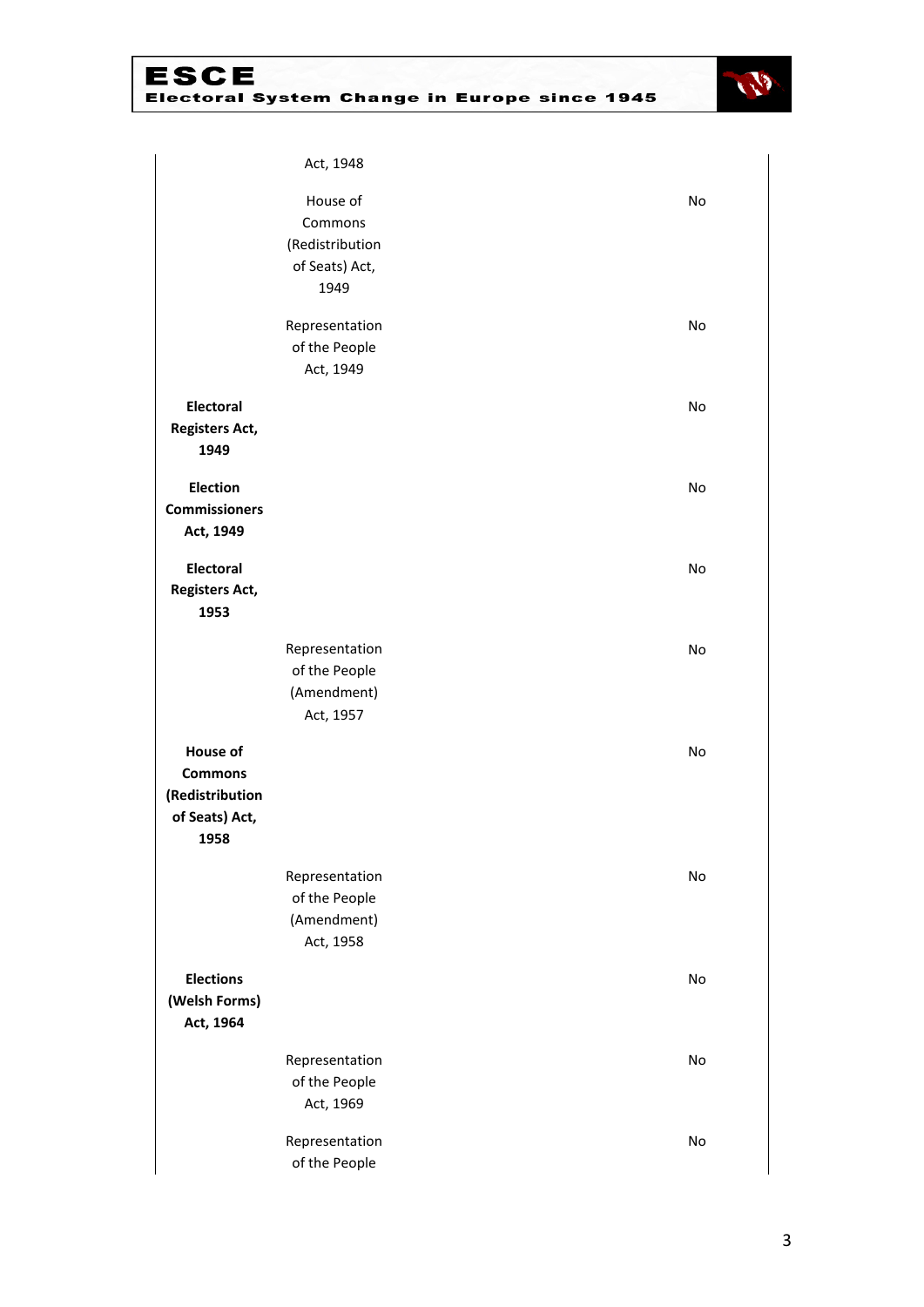| | | |
|---|---|---|
| | Act, 1948 | |
| | House of Commons (Redistribution of Seats) Act, 1949 | No |
| | Representation of the People Act, 1949 | No |
| **Electoral Registers Act, 1949** | | No |
| **Election Commissioners Act, 1949** | | No |
| **Electoral Registers Act, 1953** | | No |
| | Representation of the People (Amendment) Act, 1957 | No |
| **House of Commons (Redistribution of Seats) Act, 1958** | | No |
| | Representation of the People (Amendment) Act, 1958 | No |
| **Elections (Welsh Forms) Act, 1964** | | No |
| | Representation of the People Act, 1969 | No |
| | Representation of the People | No |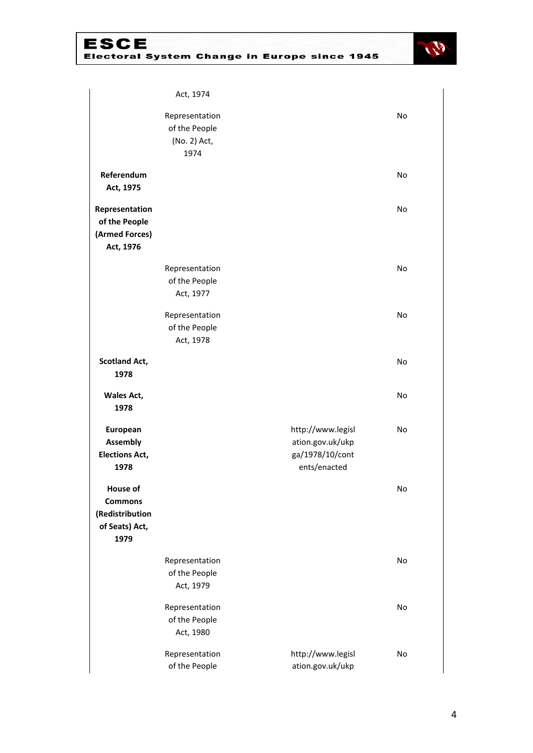| | Act, 1974 | | |
|---|---|---|---|
| | Representation of the People (No. 2) Act, 1974 | | No |
| **Referendum Act, 1975** | | | No |
| **Representation of the People (Armed Forces) Act, 1976** | | | No |
| | Representation of the People Act, 1977 | | No |
| | Representation of the People Act, 1978 | | No |
| **Scotland Act, 1978** | | | No |
| **Wales Act, 1978** | | | No |
| **European Assembly Elections Act, 1978** | | http://www.legislation.gov.uk/ukpga/1978/10/contents/enacted | No |
| **House of Commons (Redistribution of Seats) Act, 1979** | | | No |
| | Representation of the People Act, 1979 | | No |
| | Representation of the People Act, 1980 | | No |
| | Representation of the People | http://www.legislation.gov.uk/ukp | No |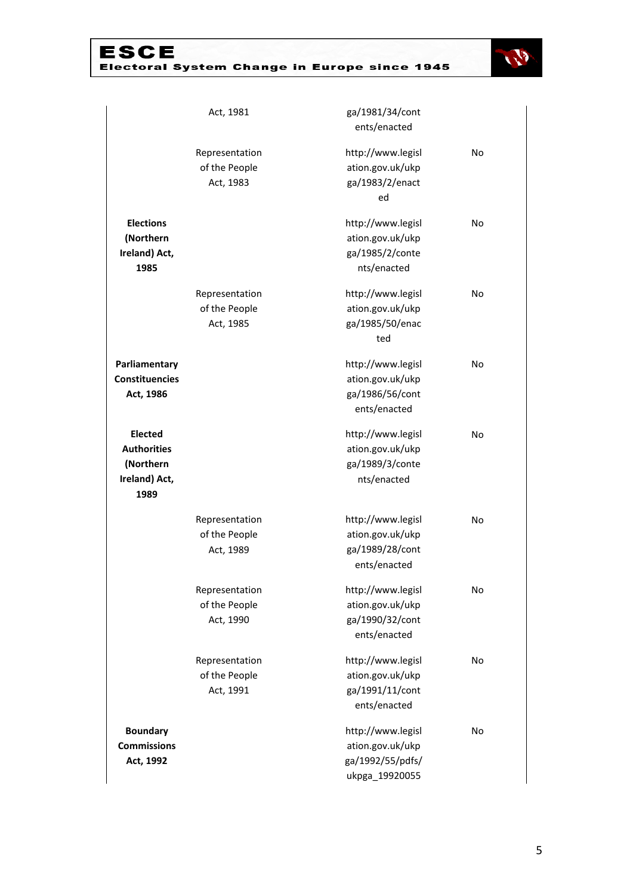| | | | |
|---|---|---|---|
| | Act, 1981 | ga/1981/34/contents/enacted | |
| | Representation of the People Act, 1983 | http://www.legislation.gov.uk/ukpga/1983/2/enacted | No |
| **Elections (Northern Ireland) Act, 1985** | | http://www.legislation.gov.uk/ukpga/1985/2/contents/enacted | No |
| | Representation of the People Act, 1985 | http://www.legislation.gov.uk/ukpga/1985/50/enacted | No |
| **Parliamentary Constituencies Act, 1986** | | http://www.legislation.gov.uk/ukpga/1986/56/contents/enacted | No |
| **Elected Authorities (Northern Ireland) Act, 1989** | | http://www.legislation.gov.uk/ukpga/1989/3/contents/enacted | No |
| | Representation of the People Act, 1989 | http://www.legislation.gov.uk/ukpga/1989/28/contents/enacted | No |
| | Representation of the People Act, 1990 | http://www.legislation.gov.uk/ukpga/1990/32/contents/enacted | No |
| | Representation of the People Act, 1991 | http://www.legislation.gov.uk/ukpga/1991/11/contents/enacted | No |
| **Boundary Commissions Act, 1992** | | http://www.legislation.gov.uk/ukpga/1992/55/pdfs/ukpga_19920055 | No |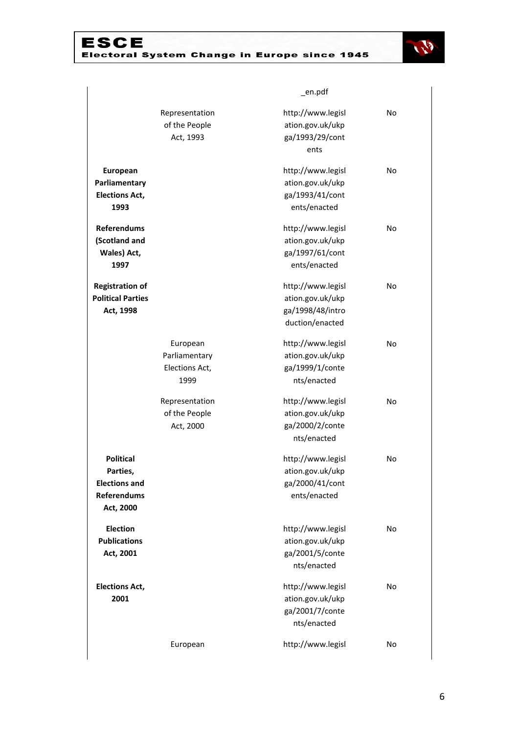| | | | |
|---|---|---|---|
| | | _en.pdf | |
| | Representation of the People Act, 1993 | http://www.legislation.gov.uk/ukpga/1993/29/contents | No |
| **European Parliamentary Elections Act, 1993** | | http://www.legislation.gov.uk/ukpga/1993/41/contents/enacted | No |
| **Referendums (Scotland and Wales) Act, 1997** | | http://www.legislation.gov.uk/ukpga/1997/61/contents/enacted | No |
| **Registration of Political Parties Act, 1998** | | http://www.legislation.gov.uk/ukpga/1998/48/introduction/enacted | No |
| | European Parliamentary Elections Act, 1999 | http://www.legislation.gov.uk/ukpga/1999/1/contents/enacted | No |
| | Representation of the People Act, 2000 | http://www.legislation.gov.uk/ukpga/2000/2/contents/enacted | No |
| **Political Parties, Elections and Referendums Act, 2000** | | http://www.legislation.gov.uk/ukpga/2000/41/contents/enacted | No |
| **Election Publications Act, 2001** | | http://www.legislation.gov.uk/ukpga/2001/5/contents/enacted | No |
| **Elections Act, 2001** | | http://www.legislation.gov.uk/ukpga/2001/7/contents/enacted | No |
| | European | http://www.legisl | No |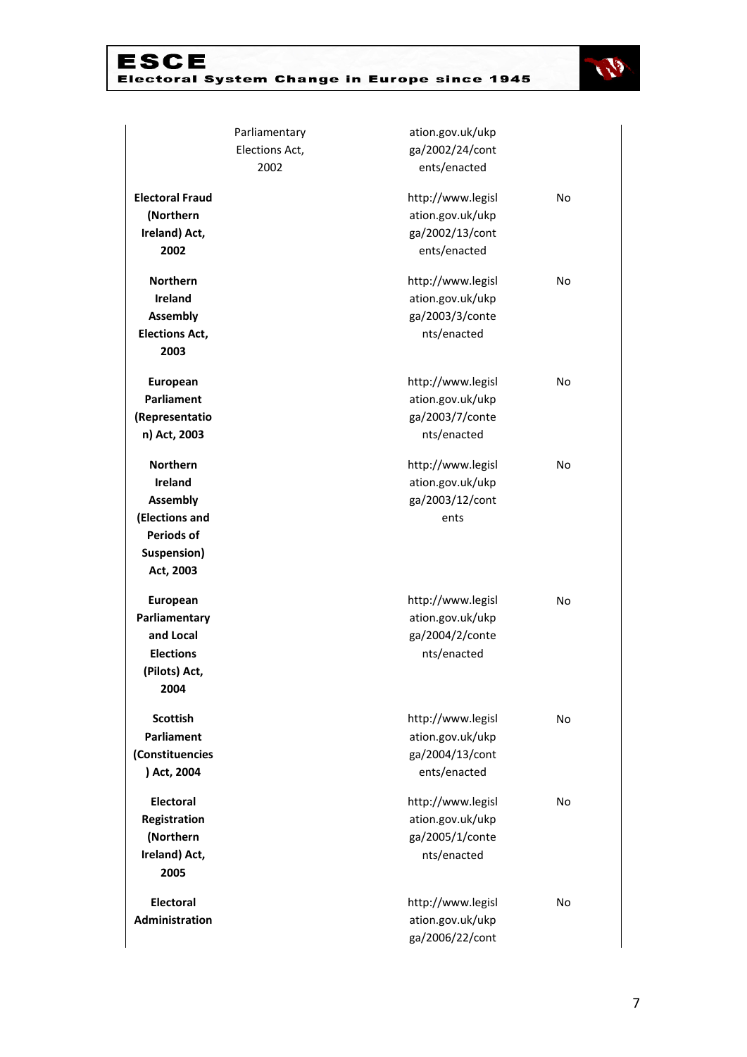| | | | |
|---|---|---|---|
| | Parliamentary Elections Act, 2002 | ation.gov.uk/ukpga/2002/24/contents/enacted | |
| **Electoral Fraud (Northern Ireland) Act, 2002** | | http://www.legislation.gov.uk/ukpga/2002/13/contents/enacted | No |
| **Northern Ireland Assembly Elections Act, 2003** | | http://www.legislation.gov.uk/ukpga/2003/3/contents/enacted | No |
| **European Parliament (Representation) Act, 2003** | | http://www.legislation.gov.uk/ukpga/2003/7/contents/enacted | No |
| **Northern Ireland Assembly (Elections and Periods of Suspension) Act, 2003** | | http://www.legislation.gov.uk/ukpga/2003/12/contents | No |
| **European Parliamentary and Local Elections (Pilots) Act, 2004** | | http://www.legislation.gov.uk/ukpga/2004/2/contents/enacted | No |
| **Scottish Parliament (Constituencies) Act, 2004** | | http://www.legislation.gov.uk/ukpga/2004/13/contents/enacted | No |
| **Electoral Registration (Northern Ireland) Act, 2005** | | http://www.legislation.gov.uk/ukpga/2005/1/contents/enacted | No |
| **Electoral Administration** | | http://www.legislation.gov.uk/ukpga/2006/22/cont | No |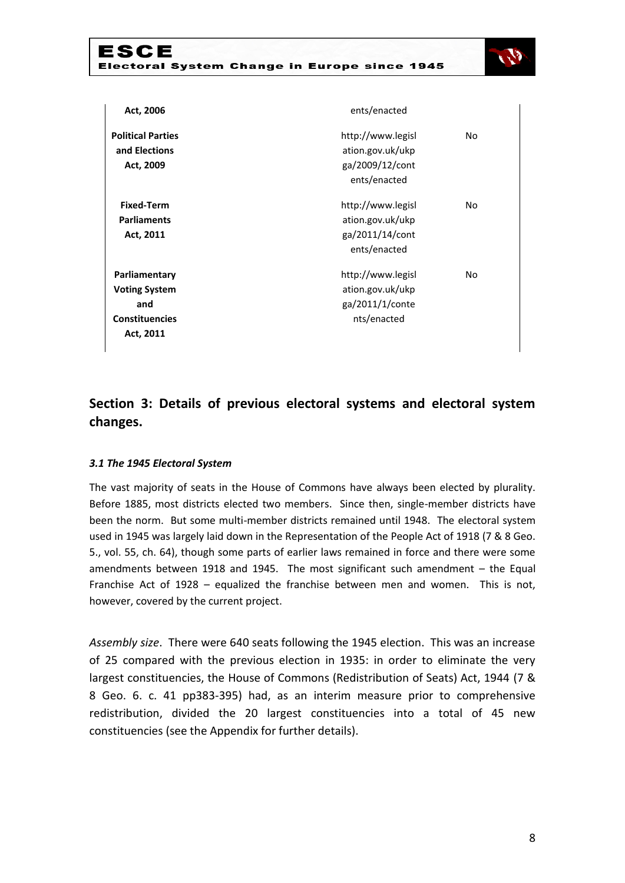| | | | |
|---|---|---|---|
| **Act, 2006** | | ents/enacted | |
| **Political Parties and Elections Act, 2009** | | http://www.legislation.gov.uk/ukpga/2009/12/contents/enacted | No |
| **Fixed-Term Parliaments Act, 2011** | | http://www.legislation.gov.uk/ukpga/2011/14/contents/enacted | No |
| **Parliamentary Voting System and Constituencies Act, 2011** | | http://www.legislation.gov.uk/ukpga/2011/1/contents/enacted | No |

## Section 3: Details of previous electoral systems and electoral system changes.

### *3.1 The 1945 Electoral System*

The vast majority of seats in the House of Commons have always been elected by plurality. Before 1885, most districts elected two members. Since then, single-member districts have been the norm. But some multi-member districts remained until 1948. The electoral system used in 1945 was largely laid down in the Representation of the People Act of 1918 (7 & 8 Geo. 5., vol. 55, ch. 64), though some parts of earlier laws remained in force and there were some amendments between 1918 and 1945. The most significant such amendment – the Equal Franchise Act of 1928 – equalized the franchise between men and women. This is not, however, covered by the current project.

*Assembly size*. There were 640 seats following the 1945 election. This was an increase of 25 compared with the previous election in 1935: in order to eliminate the very largest constituencies, the House of Commons (Redistribution of Seats) Act, 1944 (7 & 8 Geo. 6. c. 41 pp383-395) had, as an interim measure prior to comprehensive redistribution, divided the 20 largest constituencies into a total of 45 new constituencies (see the Appendix for further details).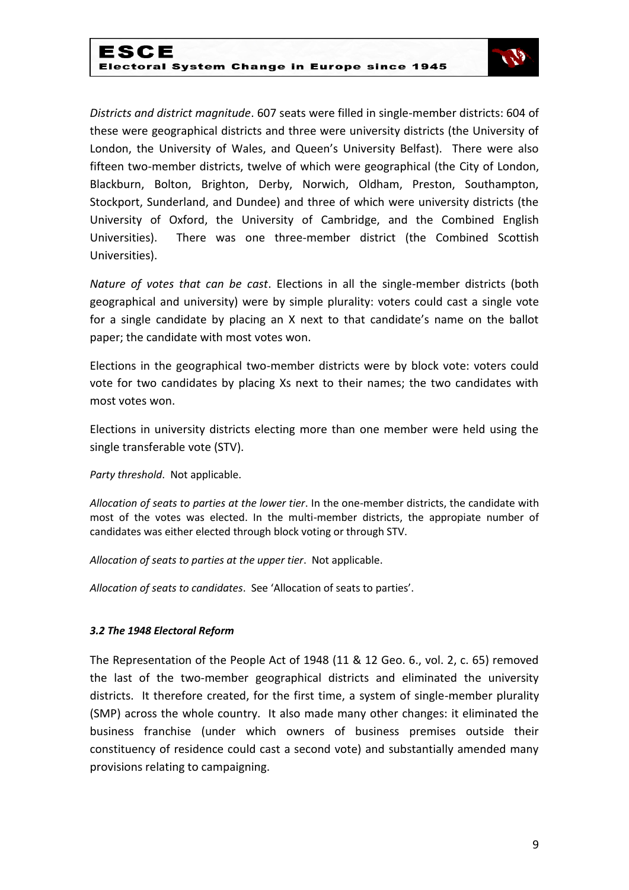*Districts and district magnitude*. 607 seats were filled in single-member districts: 604 of these were geographical districts and three were university districts (the University of London, the University of Wales, and Queen's University Belfast). There were also fifteen two-member districts, twelve of which were geographical (the City of London, Blackburn, Bolton, Brighton, Derby, Norwich, Oldham, Preston, Southampton, Stockport, Sunderland, and Dundee) and three of which were university districts (the University of Oxford, the University of Cambridge, and the Combined English Universities). There was one three-member district (the Combined Scottish Universities).

*Nature of votes that can be cast*. Elections in all the single-member districts (both geographical and university) were by simple plurality: voters could cast a single vote for a single candidate by placing an X next to that candidate's name on the ballot paper; the candidate with most votes won.

Elections in the geographical two-member districts were by block vote: voters could vote for two candidates by placing Xs next to their names; the two candidates with most votes won.

Elections in university districts electing more than one member were held using the single transferable vote (STV).

*Party threshold*. Not applicable.

*Allocation of seats to parties at the lower tier*. In the one-member districts, the candidate with most of the votes was elected. In the multi-member districts, the appropiate number of candidates was either elected through block voting or through STV.

*Allocation of seats to parties at the upper tier*. Not applicable.

*Allocation of seats to candidates*. See 'Allocation of seats to parties'.

### *3.2 The 1948 Electoral Reform*

The Representation of the People Act of 1948 (11 & 12 Geo. 6., vol. 2, c. 65) removed the last of the two-member geographical districts and eliminated the university districts. It therefore created, for the first time, a system of single-member plurality (SMP) across the whole country. It also made many other changes: it eliminated the business franchise (under which owners of business premises outside their constituency of residence could cast a second vote) and substantially amended many provisions relating to campaigning.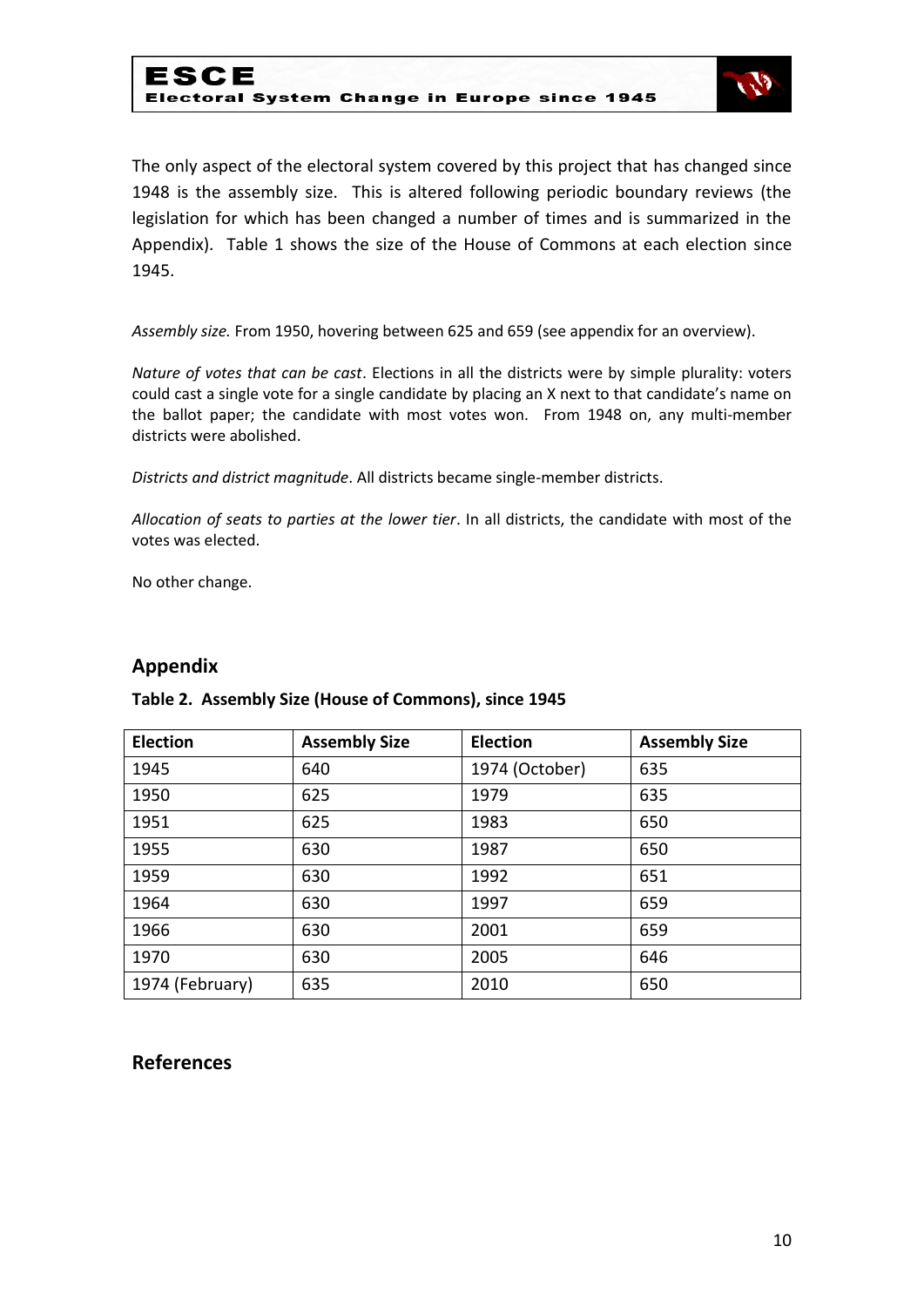The only aspect of the electoral system covered by this project that has changed since 1948 is the assembly size. This is altered following periodic boundary reviews (the legislation for which has been changed a number of times and is summarized in the Appendix). Table 1 shows the size of the House of Commons at each election since 1945.

*Assembly size.* From 1950, hovering between 625 and 659 (see appendix for an overview).

*Nature of votes that can be cast*. Elections in all the districts were by simple plurality: voters could cast a single vote for a single candidate by placing an X next to that candidate's name on the ballot paper; the candidate with most votes won. From 1948 on, any multi-member districts were abolished.

*Districts and district magnitude*. All districts became single-member districts.

*Allocation of seats to parties at the lower tier*. In all districts, the candidate with most of the votes was elected.

No other change.

## Appendix

**Table 2. Assembly Size (House of Commons), since 1945**

| Election | Assembly Size | Election | Assembly Size |
|---|---|---|---|
| 1945 | 640 | 1974 (October) | 635 |
| 1950 | 625 | 1979 | 635 |
| 1951 | 625 | 1983 | 650 |
| 1955 | 630 | 1987 | 650 |
| 1959 | 630 | 1992 | 651 |
| 1964 | 630 | 1997 | 659 |
| 1966 | 630 | 2001 | 659 |
| 1970 | 630 | 2005 | 646 |
| 1974 (February) | 635 | 2010 | 650 |

## References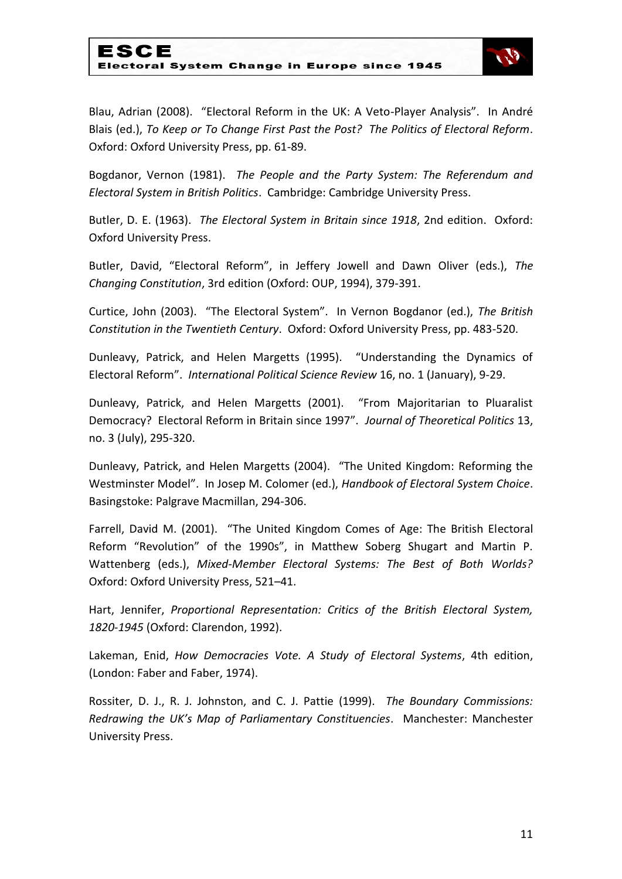Blau, Adrian (2008). “Electoral Reform in the UK: A Veto-Player Analysis”. In André Blais (ed.), *To Keep or To Change First Past the Post? The Politics of Electoral Reform*. Oxford: Oxford University Press, pp. 61-89.

Bogdanor, Vernon (1981). *The People and the Party System: The Referendum and Electoral System in British Politics*. Cambridge: Cambridge University Press.

Butler, D. E. (1963). *The Electoral System in Britain since 1918*, 2nd edition. Oxford: Oxford University Press.

Butler, David, “Electoral Reform”, in Jeffery Jowell and Dawn Oliver (eds.), *The Changing Constitution*, 3rd edition (Oxford: OUP, 1994), 379-391.

Curtice, John (2003). “The Electoral System”. In Vernon Bogdanor (ed.), *The British Constitution in the Twentieth Century*. Oxford: Oxford University Press, pp. 483-520.

Dunleavy, Patrick, and Helen Margetts (1995). “Understanding the Dynamics of Electoral Reform”. *International Political Science Review* 16, no. 1 (January), 9-29.

Dunleavy, Patrick, and Helen Margetts (2001). “From Majoritarian to Pluaralist Democracy? Electoral Reform in Britain since 1997”. *Journal of Theoretical Politics* 13, no. 3 (July), 295-320.

Dunleavy, Patrick, and Helen Margetts (2004). “The United Kingdom: Reforming the Westminster Model”. In Josep M. Colomer (ed.), *Handbook of Electoral System Choice*. Basingstoke: Palgrave Macmillan, 294-306.

Farrell, David M. (2001). “The United Kingdom Comes of Age: The British Electoral Reform “Revolution” of the 1990s”, in Matthew Soberg Shugart and Martin P. Wattenberg (eds.), *Mixed-Member Electoral Systems: The Best of Both Worlds?* Oxford: Oxford University Press, 521–41.

Hart, Jennifer, *Proportional Representation: Critics of the British Electoral System, 1820-1945* (Oxford: Clarendon, 1992).

Lakeman, Enid, *How Democracies Vote. A Study of Electoral Systems*, 4th edition, (London: Faber and Faber, 1974).

Rossiter, D. J., R. J. Johnston, and C. J. Pattie (1999). *The Boundary Commissions: Redrawing the UK’s Map of Parliamentary Constituencies*. Manchester: Manchester University Press.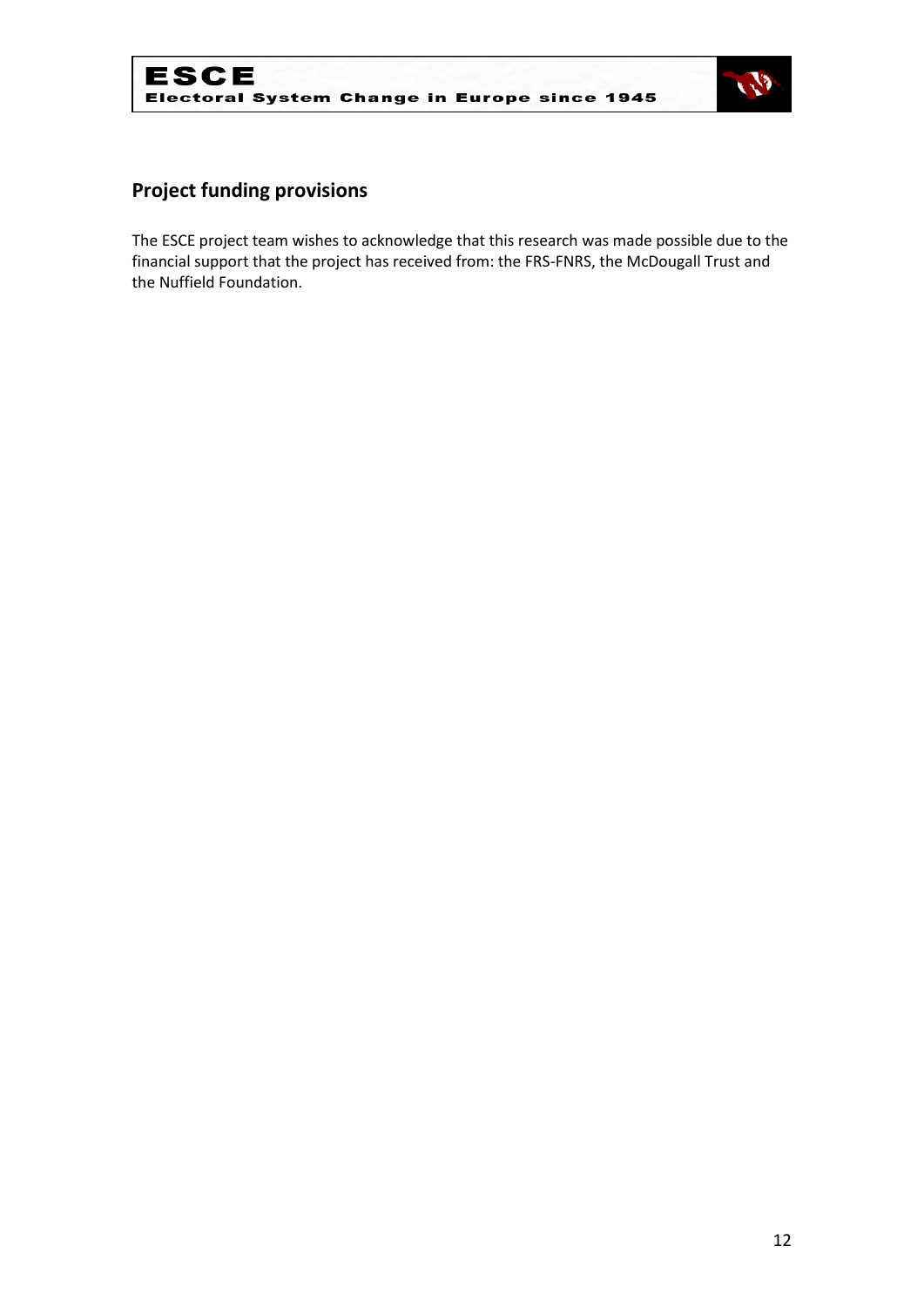## Project funding provisions

The ESCE project team wishes to acknowledge that this research was made possible due to the financial support that the project has received from: the FRS-FNRS, the McDougall Trust and the Nuffield Foundation.